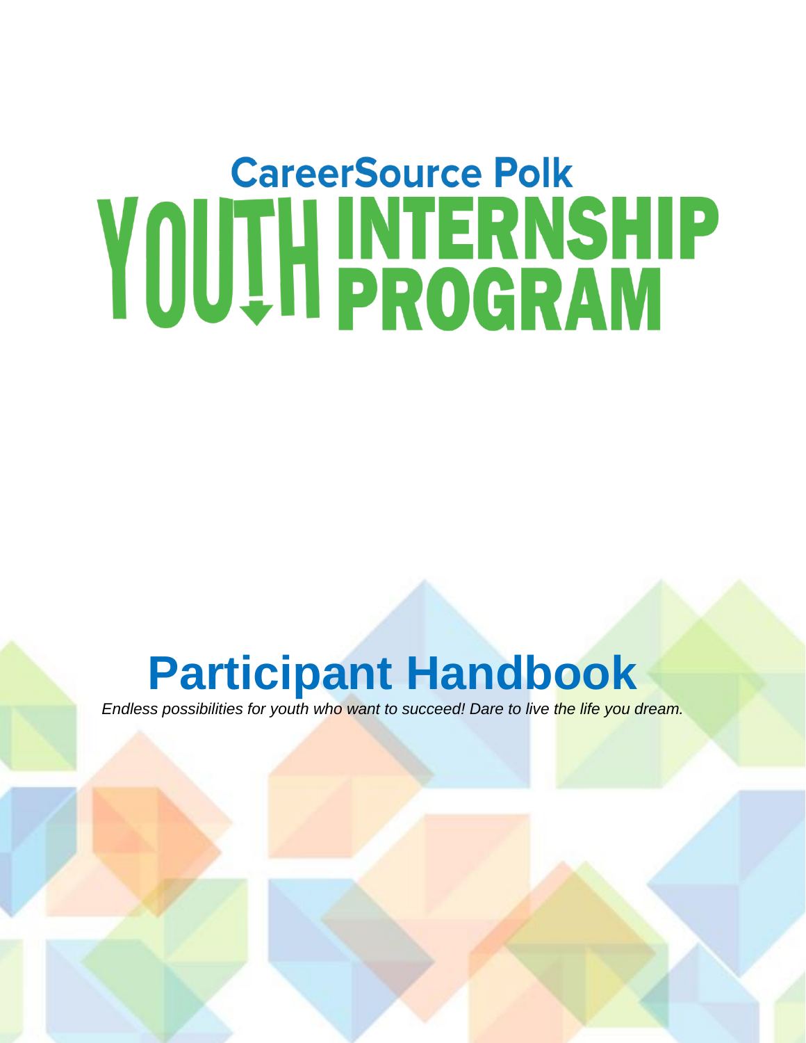# CareerSource Polk

# YOUTH INTERNSHIP PROGRAM

## Participant Handbook

*Endless possibilities for youth who want to succeed! Dare to live the life you dream.*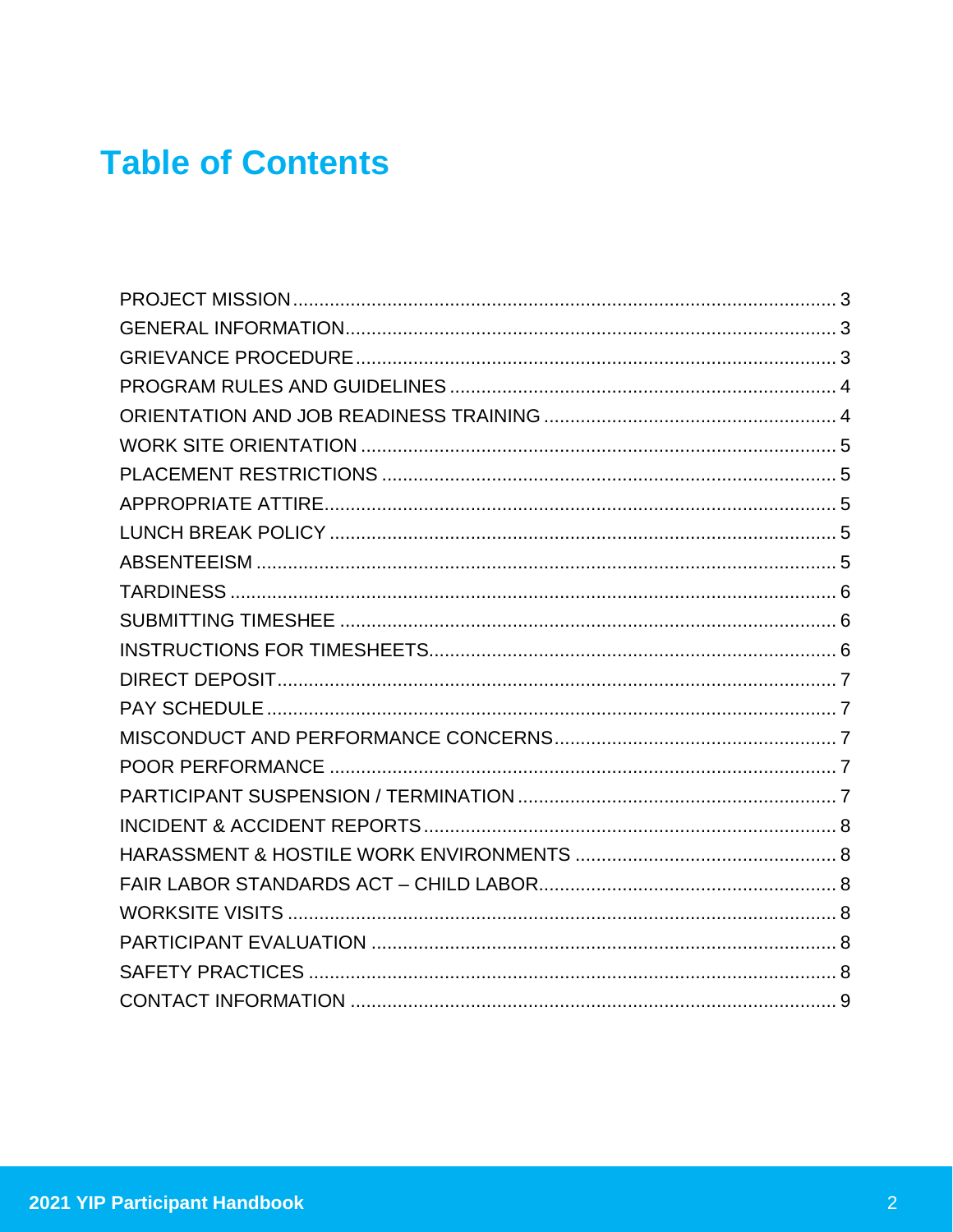# Table of Contents

PROJECT MISSION ........ 3
GENERAL INFORMATION ........ 3
GRIEVANCE PROCEDURE ........ 3
PROGRAM RULES AND GUIDELINES ........ 4
ORIENTATION AND JOB READINESS TRAINING ........ 4
WORK SITE ORIENTATION ........ 5
PLACEMENT RESTRICTIONS ........ 5
APPROPRIATE ATTIRE ........ 5
LUNCH BREAK POLICY ........ 5
ABSENTEEISM ........ 5
TARDINESS ........ 6
SUBMITTING TIMESHEE ........ 6
INSTRUCTIONS FOR TIMESHEETS ........ 6
DIRECT DEPOSIT ........ 7
PAY SCHEDULE ........ 7
MISCONDUCT AND PERFORMANCE CONCERNS ........ 7
POOR PERFORMANCE ........ 7
PARTICIPANT SUSPENSION / TERMINATION ........ 7
INCIDENT & ACCIDENT REPORTS ........ 8
HARASSMENT & HOSTILE WORK ENVIRONMENTS ........ 8
FAIR LABOR STANDARDS ACT – CHILD LABOR ........ 8
WORKSITE VISITS ........ 8
PARTICIPANT EVALUATION ........ 8
SAFETY PRACTICES ........ 8
CONTACT INFORMATION ........ 9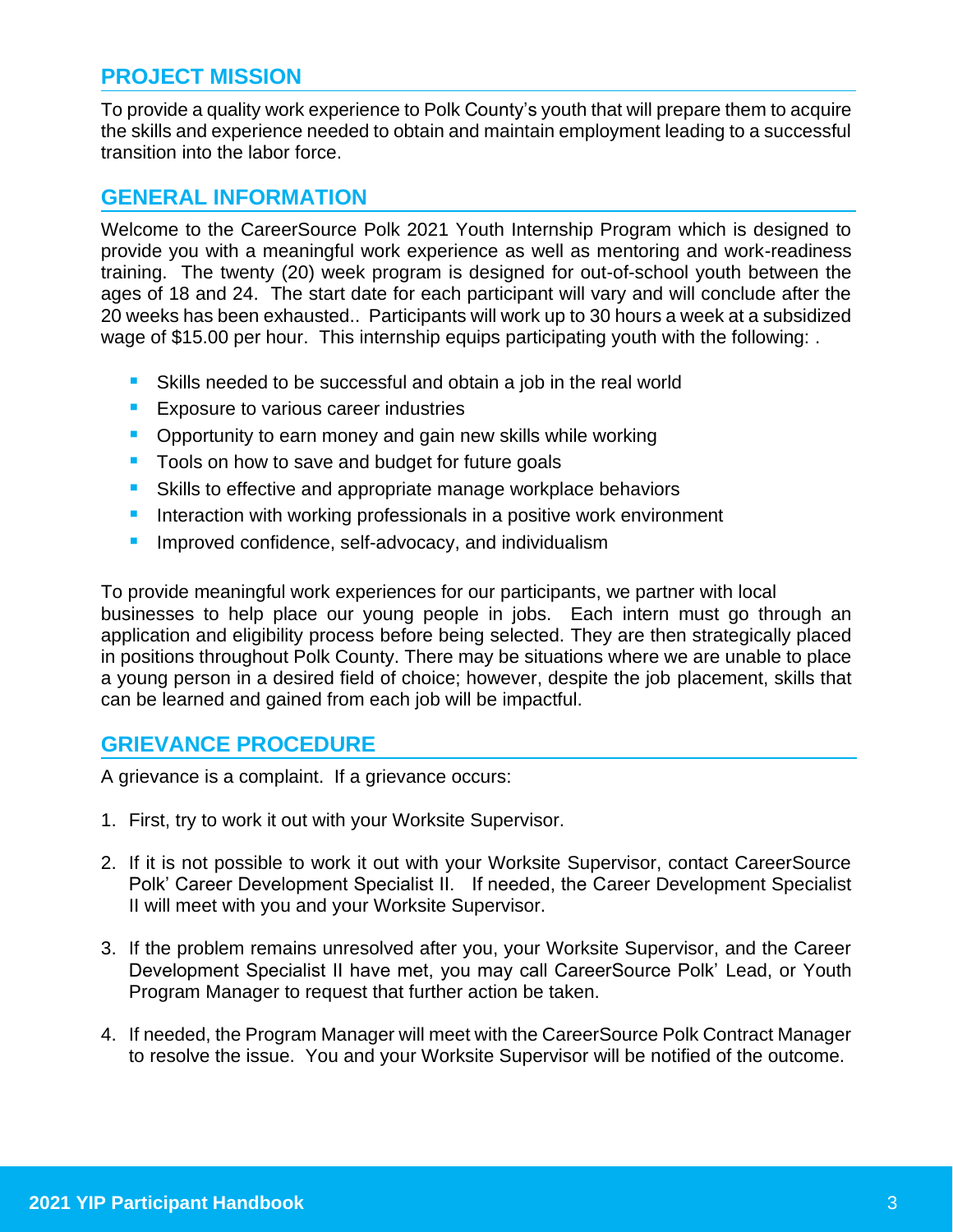## PROJECT MISSION

To provide a quality work experience to Polk County's youth that will prepare them to acquire the skills and experience needed to obtain and maintain employment leading to a successful transition into the labor force.

## GENERAL INFORMATION

Welcome to the CareerSource Polk 2021 Youth Internship Program which is designed to provide you with a meaningful work experience as well as mentoring and work-readiness training. The twenty (20) week program is designed for out-of-school youth between the ages of 18 and 24. The start date for each participant will vary and will conclude after the 20 weeks has been exhausted.. Participants will work up to 30 hours a week at a subsidized wage of $15.00 per hour. This internship equips participating youth with the following: .

- Skills needed to be successful and obtain a job in the real world
- Exposure to various career industries
- Opportunity to earn money and gain new skills while working
- Tools on how to save and budget for future goals
- Skills to effective and appropriate manage workplace behaviors
- Interaction with working professionals in a positive work environment
- Improved confidence, self-advocacy, and individualism

To provide meaningful work experiences for our participants, we partner with local businesses to help place our young people in jobs. Each intern must go through an application and eligibility process before being selected. They are then strategically placed in positions throughout Polk County. There may be situations where we are unable to place a young person in a desired field of choice; however, despite the job placement, skills that can be learned and gained from each job will be impactful.

## GRIEVANCE PROCEDURE

A grievance is a complaint. If a grievance occurs:

1. First, try to work it out with your Worksite Supervisor.
2. If it is not possible to work it out with your Worksite Supervisor, contact CareerSource Polk' Career Development Specialist II. If needed, the Career Development Specialist II will meet with you and your Worksite Supervisor.
3. If the problem remains unresolved after you, your Worksite Supervisor, and the Career Development Specialist II have met, you may call CareerSource Polk' Lead, or Youth Program Manager to request that further action be taken.
4. If needed, the Program Manager will meet with the CareerSource Polk Contract Manager to resolve the issue. You and your Worksite Supervisor will be notified of the outcome.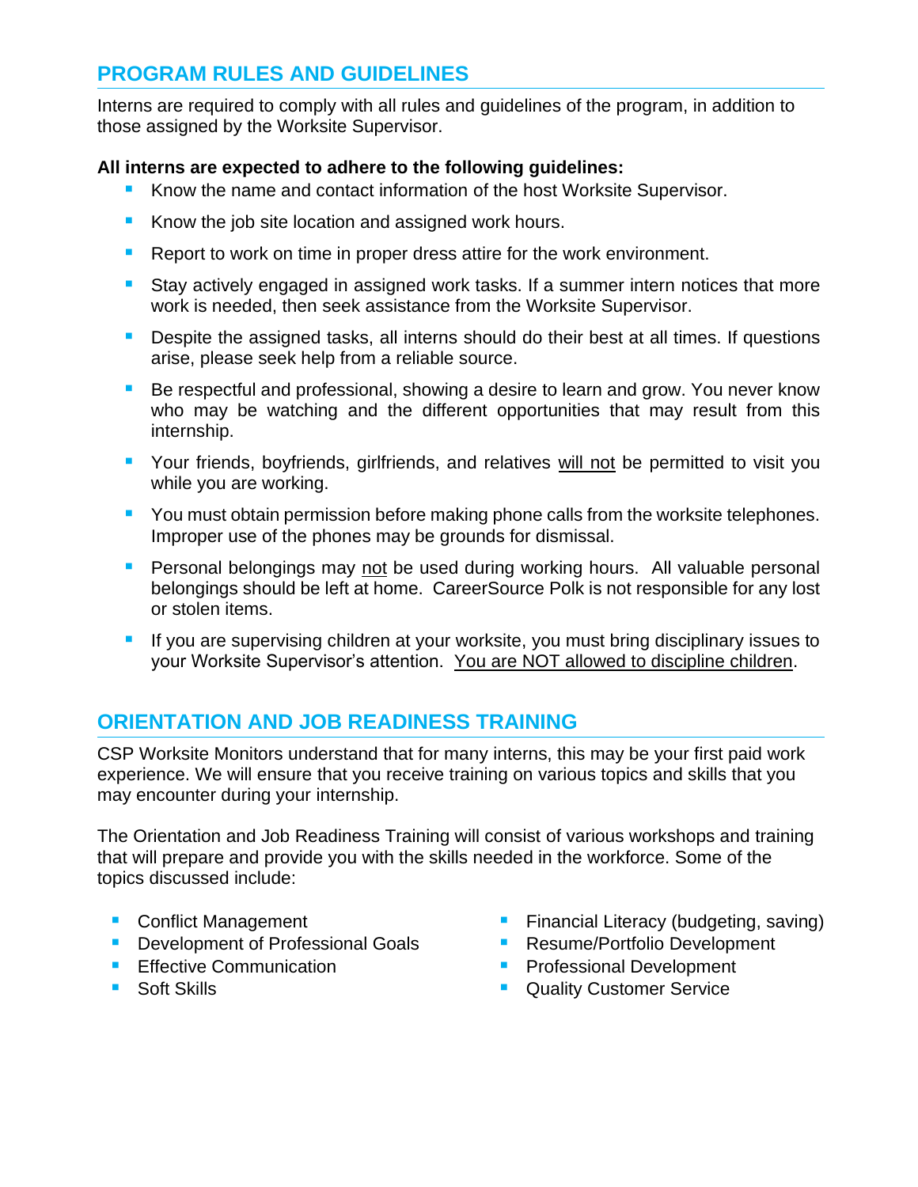## PROGRAM RULES AND GUIDELINES

Interns are required to comply with all rules and guidelines of the program, in addition to those assigned by the Worksite Supervisor.

**All interns are expected to adhere to the following guidelines:**

- Know the name and contact information of the host Worksite Supervisor.
- Know the job site location and assigned work hours.
- Report to work on time in proper dress attire for the work environment.
- Stay actively engaged in assigned work tasks. If a summer intern notices that more work is needed, then seek assistance from the Worksite Supervisor.
- Despite the assigned tasks, all interns should do their best at all times. If questions arise, please seek help from a reliable source.
- Be respectful and professional, showing a desire to learn and grow. You never know who may be watching and the different opportunities that may result from this internship.
- Your friends, boyfriends, girlfriends, and relatives will not be permitted to visit you while you are working.
- You must obtain permission before making phone calls from the worksite telephones. Improper use of the phones may be grounds for dismissal.
- Personal belongings may not be used during working hours. All valuable personal belongings should be left at home. CareerSource Polk is not responsible for any lost or stolen items.
- If you are supervising children at your worksite, you must bring disciplinary issues to your Worksite Supervisor's attention. You are NOT allowed to discipline children.

## ORIENTATION AND JOB READINESS TRAINING

CSP Worksite Monitors understand that for many interns, this may be your first paid work experience. We will ensure that you receive training on various topics and skills that you may encounter during your internship.

The Orientation and Job Readiness Training will consist of various workshops and training that will prepare and provide you with the skills needed in the workforce. Some of the topics discussed include:

- Conflict Management
- Development of Professional Goals
- Effective Communication
- Soft Skills
- Financial Literacy (budgeting, saving)
- Resume/Portfolio Development
- Professional Development
- Quality Customer Service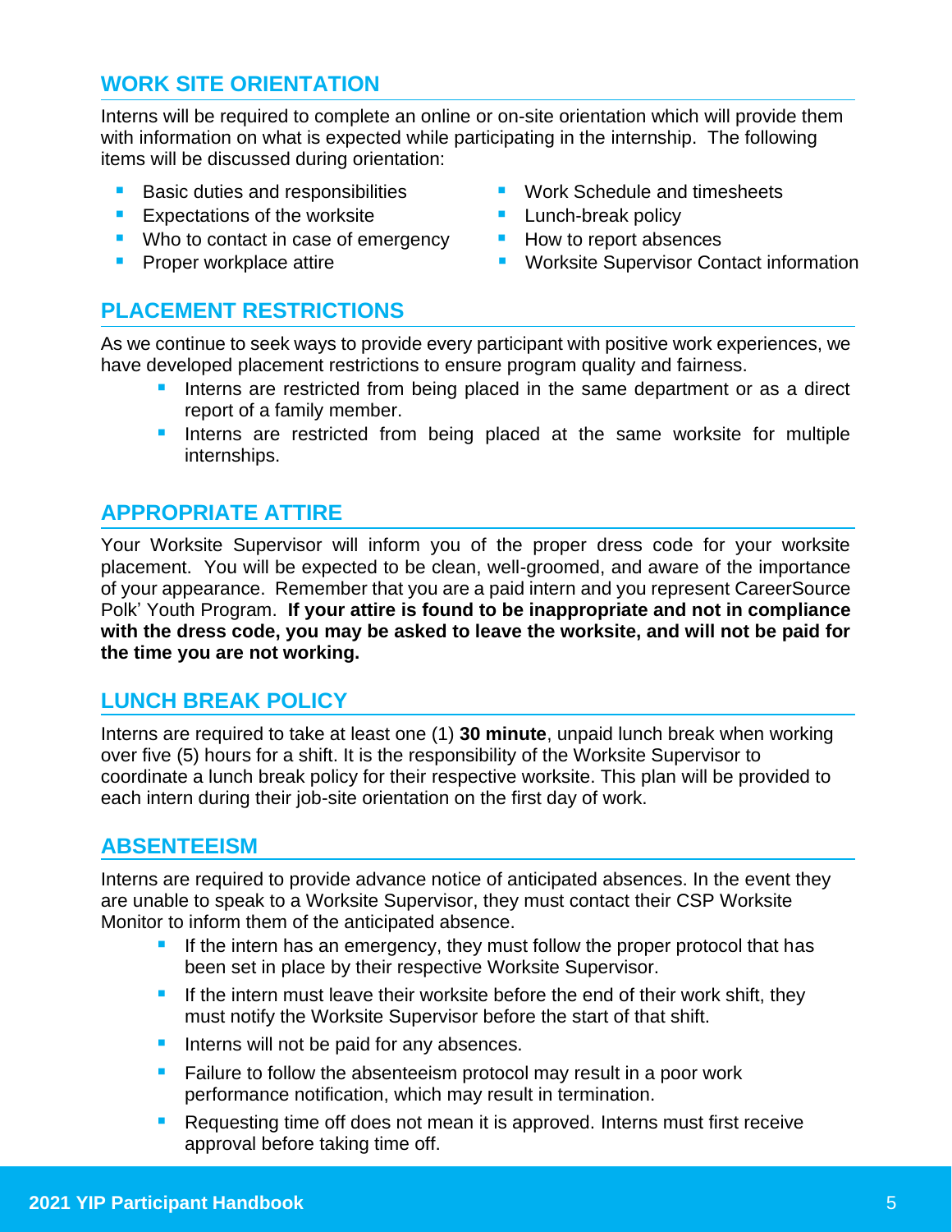## WORK SITE ORIENTATION

Interns will be required to complete an online or on-site orientation which will provide them with information on what is expected while participating in the internship. The following items will be discussed during orientation:

- Basic duties and responsibilities
- Expectations of the worksite
- Who to contact in case of emergency
- Proper workplace attire
- Work Schedule and timesheets
- Lunch-break policy
- How to report absences
- Worksite Supervisor Contact information

## PLACEMENT RESTRICTIONS

As we continue to seek ways to provide every participant with positive work experiences, we have developed placement restrictions to ensure program quality and fairness.

- Interns are restricted from being placed in the same department or as a direct report of a family member.
- Interns are restricted from being placed at the same worksite for multiple internships.

## APPROPRIATE ATTIRE

Your Worksite Supervisor will inform you of the proper dress code for your worksite placement. You will be expected to be clean, well-groomed, and aware of the importance of your appearance. Remember that you are a paid intern and you represent CareerSource Polk' Youth Program. **If your attire is found to be inappropriate and not in compliance with the dress code, you may be asked to leave the worksite, and will not be paid for the time you are not working.**

## LUNCH BREAK POLICY

Interns are required to take at least one (1) **30 minute**, unpaid lunch break when working over five (5) hours for a shift. It is the responsibility of the Worksite Supervisor to coordinate a lunch break policy for their respective worksite. This plan will be provided to each intern during their job-site orientation on the first day of work.

## ABSENTEEISM

Interns are required to provide advance notice of anticipated absences. In the event they are unable to speak to a Worksite Supervisor, they must contact their CSP Worksite Monitor to inform them of the anticipated absence.

- If the intern has an emergency, they must follow the proper protocol that has been set in place by their respective Worksite Supervisor.
- If the intern must leave their worksite before the end of their work shift, they must notify the Worksite Supervisor before the start of that shift.
- Interns will not be paid for any absences.
- Failure to follow the absenteeism protocol may result in a poor work performance notification, which may result in termination.
- Requesting time off does not mean it is approved. Interns must first receive approval before taking time off.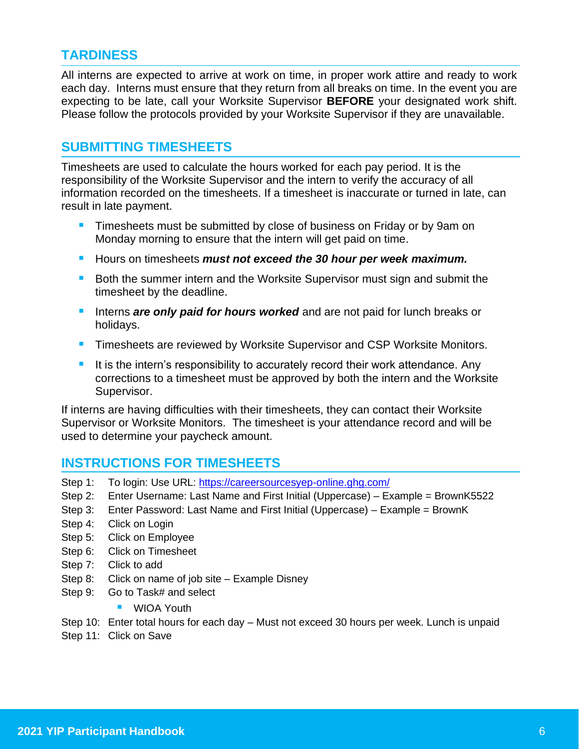## TARDINESS

All interns are expected to arrive at work on time, in proper work attire and ready to work each day. Interns must ensure that they return from all breaks on time. In the event you are expecting to be late, call your Worksite Supervisor **BEFORE** your designated work shift. Please follow the protocols provided by your Worksite Supervisor if they are unavailable.

## SUBMITTING TIMESHEETS

Timesheets are used to calculate the hours worked for each pay period. It is the responsibility of the Worksite Supervisor and the intern to verify the accuracy of all information recorded on the timesheets. If a timesheet is inaccurate or turned in late, can result in late payment.

- Timesheets must be submitted by close of business on Friday or by 9am on Monday morning to ensure that the intern will get paid on time.
- Hours on timesheets ***must not exceed the 30 hour per week maximum.***
- Both the summer intern and the Worksite Supervisor must sign and submit the timesheet by the deadline.
- Interns ***are only paid for hours worked*** and are not paid for lunch breaks or holidays.
- Timesheets are reviewed by Worksite Supervisor and CSP Worksite Monitors.
- It is the intern's responsibility to accurately record their work attendance. Any corrections to a timesheet must be approved by both the intern and the Worksite Supervisor.

If interns are having difficulties with their timesheets, they can contact their Worksite Supervisor or Worksite Monitors. The timesheet is your attendance record and will be used to determine your paycheck amount.

## INSTRUCTIONS FOR TIMESHEETS

Step 1: To login: Use URL: [https://careersourcesyep-online.ghg.com/](https://careersourcesyep-online.ghg.com/)
Step 2: Enter Username: Last Name and First Initial (Uppercase) – Example = BrownK5522
Step 3: Enter Password: Last Name and First Initial (Uppercase) – Example = BrownK
Step 4: Click on Login
Step 5: Click on Employee
Step 6: Click on Timesheet
Step 7: Click to add
Step 8: Click on name of job site – Example Disney
Step 9: Go to Task# and select

- WIOA Youth

Step 10: Enter total hours for each day – Must not exceed 30 hours per week. Lunch is unpaid
Step 11: Click on Save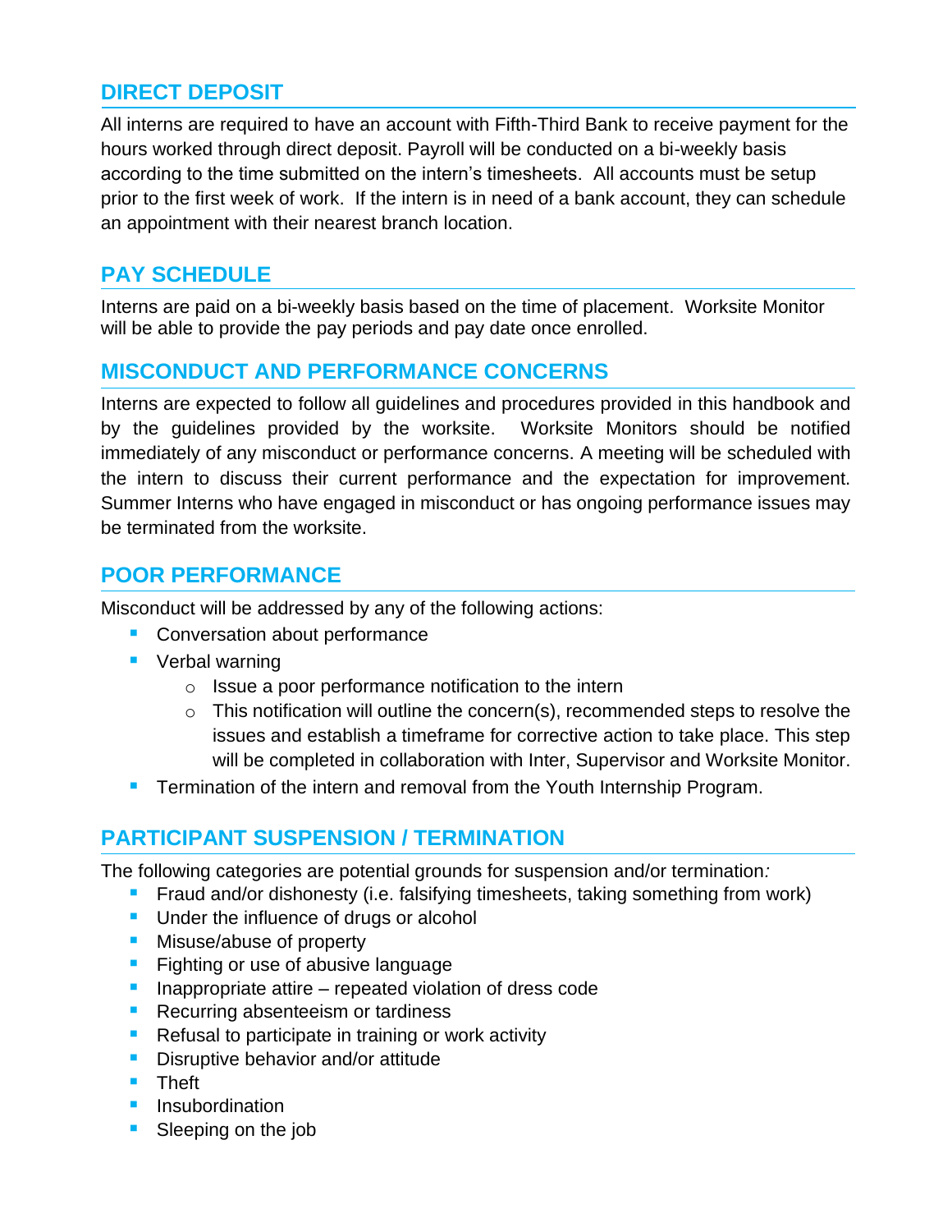## DIRECT DEPOSIT

All interns are required to have an account with Fifth-Third Bank to receive payment for the hours worked through direct deposit. Payroll will be conducted on a bi-weekly basis according to the time submitted on the intern's timesheets. All accounts must be setup prior to the first week of work. If the intern is in need of a bank account, they can schedule an appointment with their nearest branch location.

## PAY SCHEDULE

Interns are paid on a bi-weekly basis based on the time of placement. Worksite Monitor will be able to provide the pay periods and pay date once enrolled.

## MISCONDUCT AND PERFORMANCE CONCERNS

Interns are expected to follow all guidelines and procedures provided in this handbook and by the guidelines provided by the worksite. Worksite Monitors should be notified immediately of any misconduct or performance concerns. A meeting will be scheduled with the intern to discuss their current performance and the expectation for improvement. Summer Interns who have engaged in misconduct or has ongoing performance issues may be terminated from the worksite.

## POOR PERFORMANCE

Misconduct will be addressed by any of the following actions:

- Conversation about performance
- Verbal warning
  - Issue a poor performance notification to the intern
  - This notification will outline the concern(s), recommended steps to resolve the issues and establish a timeframe for corrective action to take place. This step will be completed in collaboration with Inter, Supervisor and Worksite Monitor.
- Termination of the intern and removal from the Youth Internship Program.

## PARTICIPANT SUSPENSION / TERMINATION

The following categories are potential grounds for suspension and/or termination*:*

- Fraud and/or dishonesty (i.e. falsifying timesheets, taking something from work)
- Under the influence of drugs or alcohol
- Misuse/abuse of property
- Fighting or use of abusive language
- Inappropriate attire – repeated violation of dress code
- Recurring absenteeism or tardiness
- Refusal to participate in training or work activity
- Disruptive behavior and/or attitude
- Theft
- Insubordination
- Sleeping on the job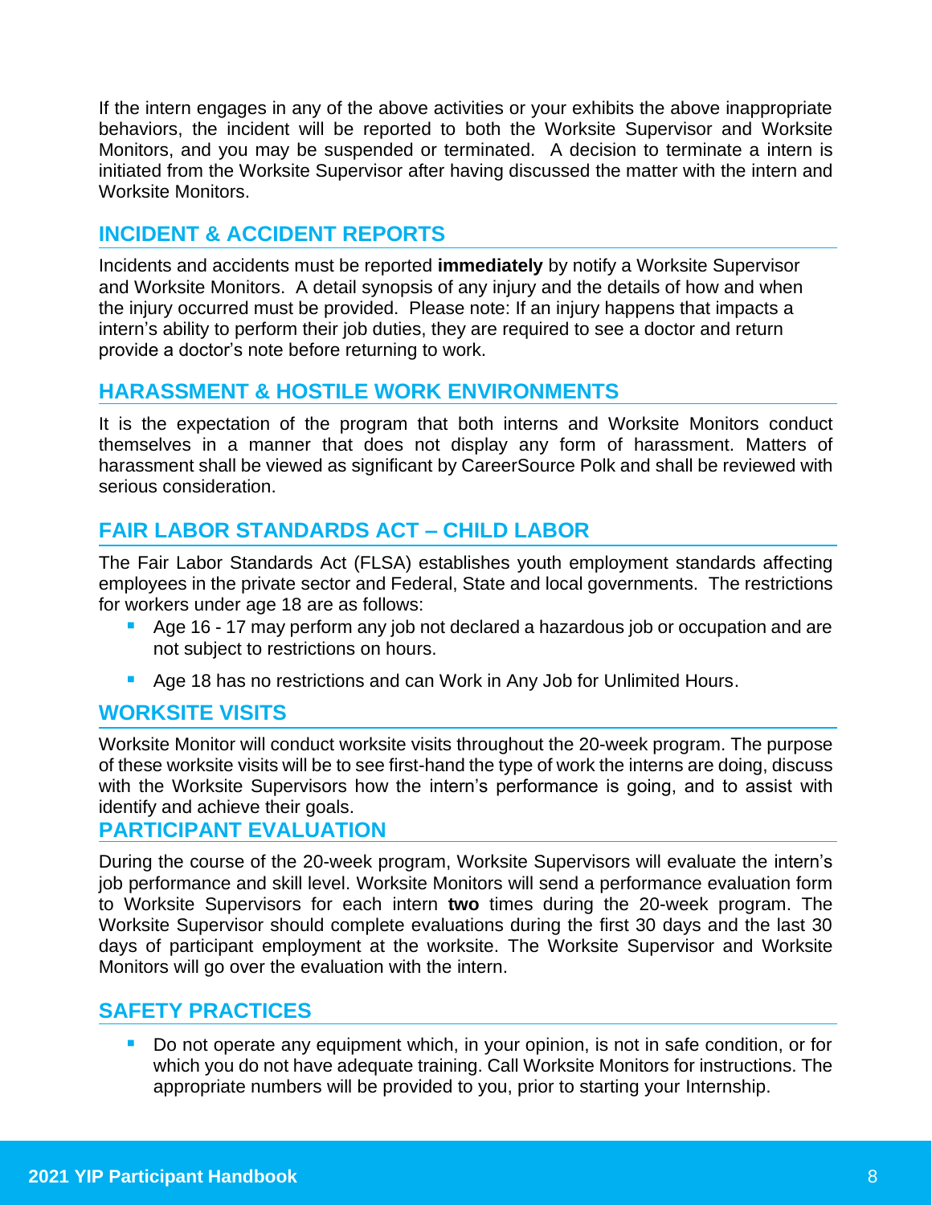If the intern engages in any of the above activities or your exhibits the above inappropriate behaviors, the incident will be reported to both the Worksite Supervisor and Worksite Monitors, and you may be suspended or terminated. A decision to terminate a intern is initiated from the Worksite Supervisor after having discussed the matter with the intern and Worksite Monitors.

## INCIDENT & ACCIDENT REPORTS

Incidents and accidents must be reported **immediately** by notify a Worksite Supervisor and Worksite Monitors. A detail synopsis of any injury and the details of how and when the injury occurred must be provided. Please note: If an injury happens that impacts a intern's ability to perform their job duties, they are required to see a doctor and return provide a doctor's note before returning to work.

## HARASSMENT & HOSTILE WORK ENVIRONMENTS

It is the expectation of the program that both interns and Worksite Monitors conduct themselves in a manner that does not display any form of harassment. Matters of harassment shall be viewed as significant by CareerSource Polk and shall be reviewed with serious consideration.

## FAIR LABOR STANDARDS ACT – CHILD LABOR

The Fair Labor Standards Act (FLSA) establishes youth employment standards affecting employees in the private sector and Federal, State and local governments. The restrictions for workers under age 18 are as follows:

- Age 16 - 17 may perform any job not declared a hazardous job or occupation and are not subject to restrictions on hours.
- Age 18 has no restrictions and can Work in Any Job for Unlimited Hours.

## WORKSITE VISITS

Worksite Monitor will conduct worksite visits throughout the 20-week program. The purpose of these worksite visits will be to see first-hand the type of work the interns are doing, discuss with the Worksite Supervisors how the intern's performance is going, and to assist with identify and achieve their goals.

## PARTICIPANT EVALUATION

During the course of the 20-week program, Worksite Supervisors will evaluate the intern's job performance and skill level. Worksite Monitors will send a performance evaluation form to Worksite Supervisors for each intern **two** times during the 20-week program. The Worksite Supervisor should complete evaluations during the first 30 days and the last 30 days of participant employment at the worksite. The Worksite Supervisor and Worksite Monitors will go over the evaluation with the intern.

## SAFETY PRACTICES

- Do not operate any equipment which, in your opinion, is not in safe condition, or for which you do not have adequate training. Call Worksite Monitors for instructions. The appropriate numbers will be provided to you, prior to starting your Internship.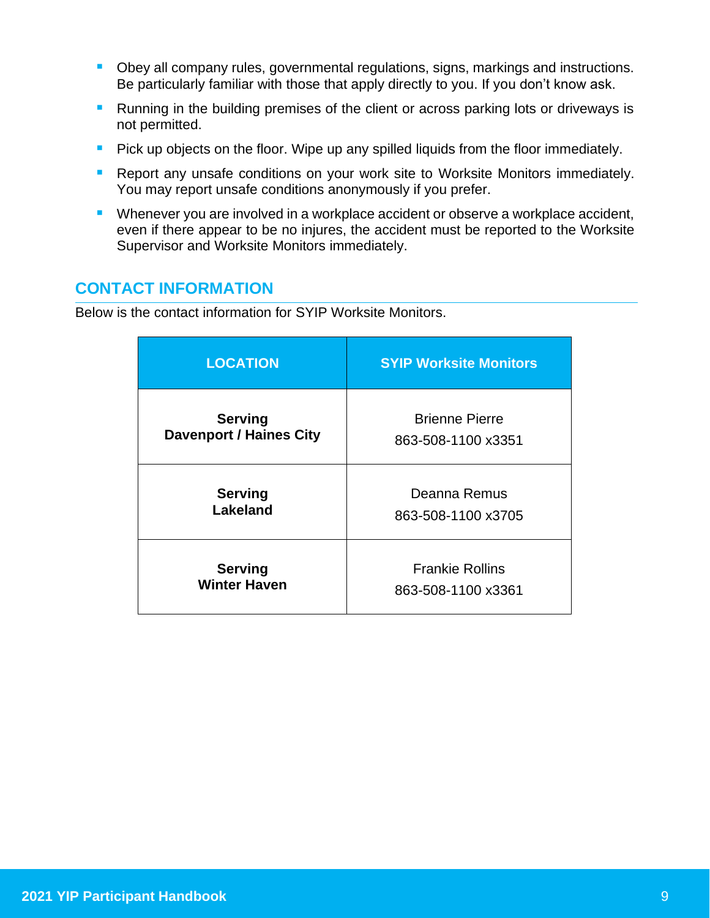- Obey all company rules, governmental regulations, signs, markings and instructions. Be particularly familiar with those that apply directly to you. If you don't know ask.
- Running in the building premises of the client or across parking lots or driveways is not permitted.
- Pick up objects on the floor. Wipe up any spilled liquids from the floor immediately.
- Report any unsafe conditions on your work site to Worksite Monitors immediately. You may report unsafe conditions anonymously if you prefer.
- Whenever you are involved in a workplace accident or observe a workplace accident, even if there appear to be no injures, the accident must be reported to the Worksite Supervisor and Worksite Monitors immediately.

## CONTACT INFORMATION

Below is the contact information for SYIP Worksite Monitors.

| LOCATION | SYIP Worksite Monitors |
|---|---|
| **Serving Davenport / Haines City** | Brienne Pierre 863-508-1100 x3351 |
| **Serving Lakeland** | Deanna Remus 863-508-1100 x3705 |
| **Serving Winter Haven** | Frankie Rollins 863-508-1100 x3361 |